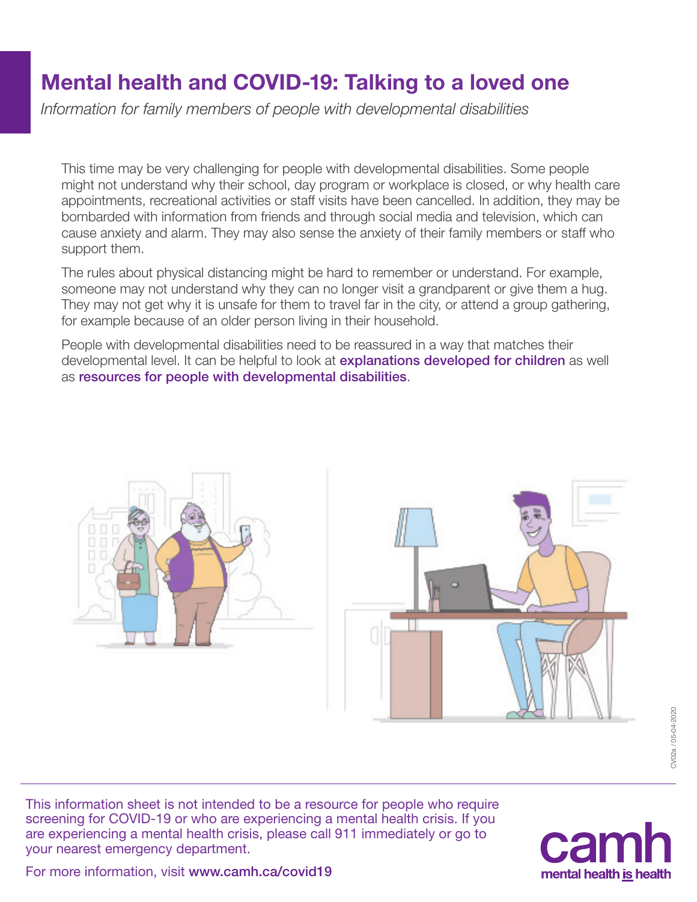# Mental health and COVID-19: Talking to a loved one

*Information for family members of people with developmental disabilities*

This time may be very challenging for people with developmental disabilities. Some people might not understand why their school, day program or workplace is closed, or why health care appointments, recreational activities or staff visits have been cancelled. In addition, they may be bombarded with information from friends and through social media and television, which can cause anxiety and alarm. They may also sense the anxiety of their family members or staff who support them.

The rules about physical distancing might be hard to remember or understand. For example, someone may not understand why they can no longer visit a grandparent or give them a hug. They may not get why it is unsafe for them to travel far in the city, or attend a group gathering, for example because of an older person living in their household.

People with developmental disabilities need to be reassured in a way that matches their developmental level. It can be helpful to look at **explanations developed for children** as well as **resources for people with developmental disabilities**.

This information sheet is not intended to be a resource for people who require screening for COVID-19 or who are experiencing a mental health crisis. If you are experiencing a mental health crisis, please call 911 immediately or go to your nearest emergency department.

For more information, visit **www.camh.ca/covid19**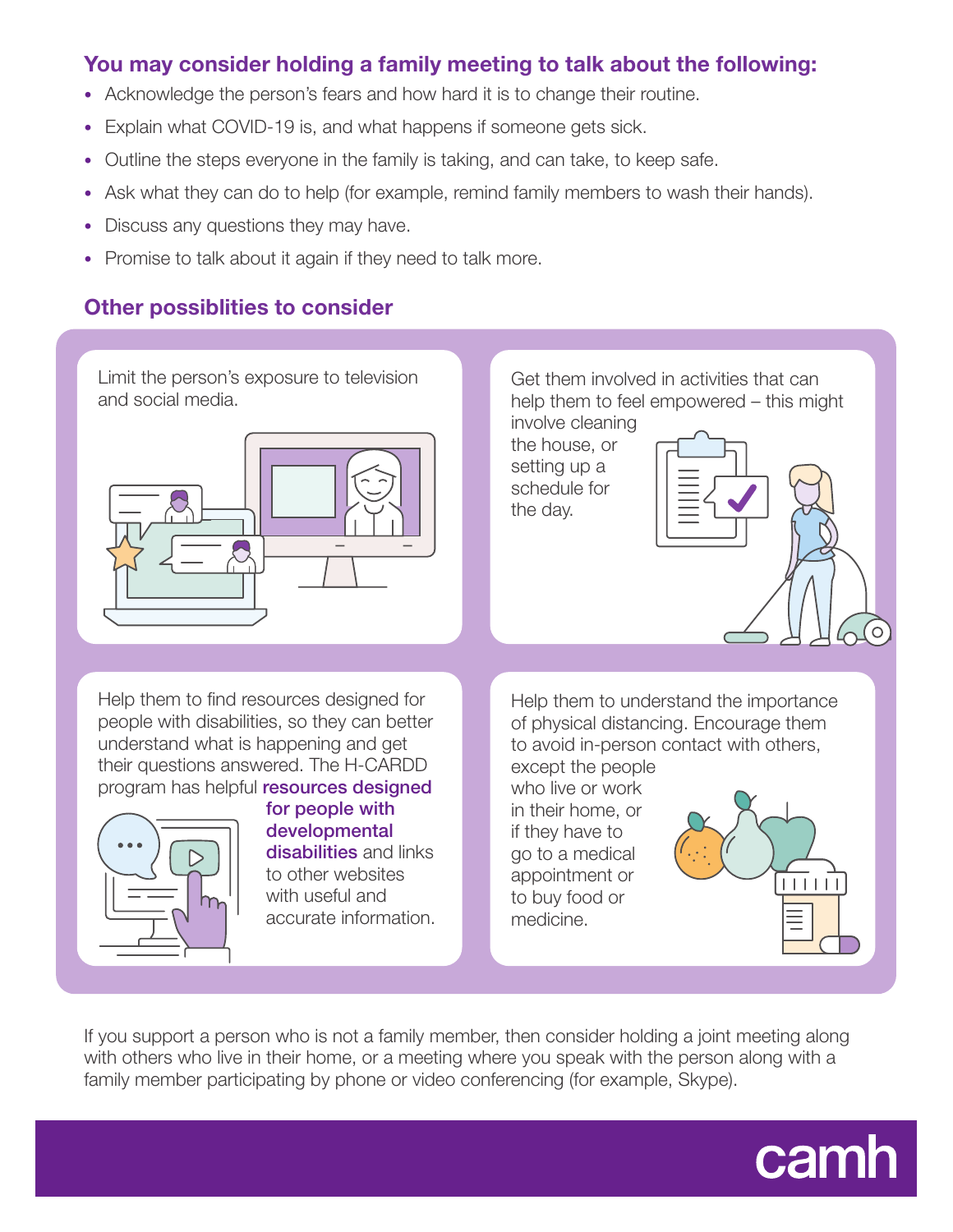## You may consider holding a family meeting to talk about the following:

- Acknowledge the person's fears and how hard it is to change their routine.
- Explain what COVID-19 is, and what happens if someone gets sick.
- Outline the steps everyone in the family is taking, and can take, to keep safe.
- Ask what they can do to help (for example, remind family members to wash their hands).
- Discuss any questions they may have.
- Promise to talk about it again if they need to talk more.

## Other possiblities to consider

Limit the person's exposure to television and social media.

Get them involved in activities that can help them to feel empowered – this might involve cleaning the house, or setting up a schedule for the day.

Help them to find resources designed for people with disabilities, so they can better understand what is happening and get their questions answered. The H-CARDD program has helpful **resources designed for people with developmental disabilities** and links to other websites with useful and accurate information.

Help them to understand the importance of physical distancing. Encourage them to avoid in-person contact with others, except the people who live or work in their home, or if they have to go to a medical appointment or to buy food or medicine.

If you support a person who is not a family member, then consider holding a joint meeting along with others who live in their home, or a meeting where you speak with the person along with a family member participating by phone or video conferencing (for example, Skype).

camh